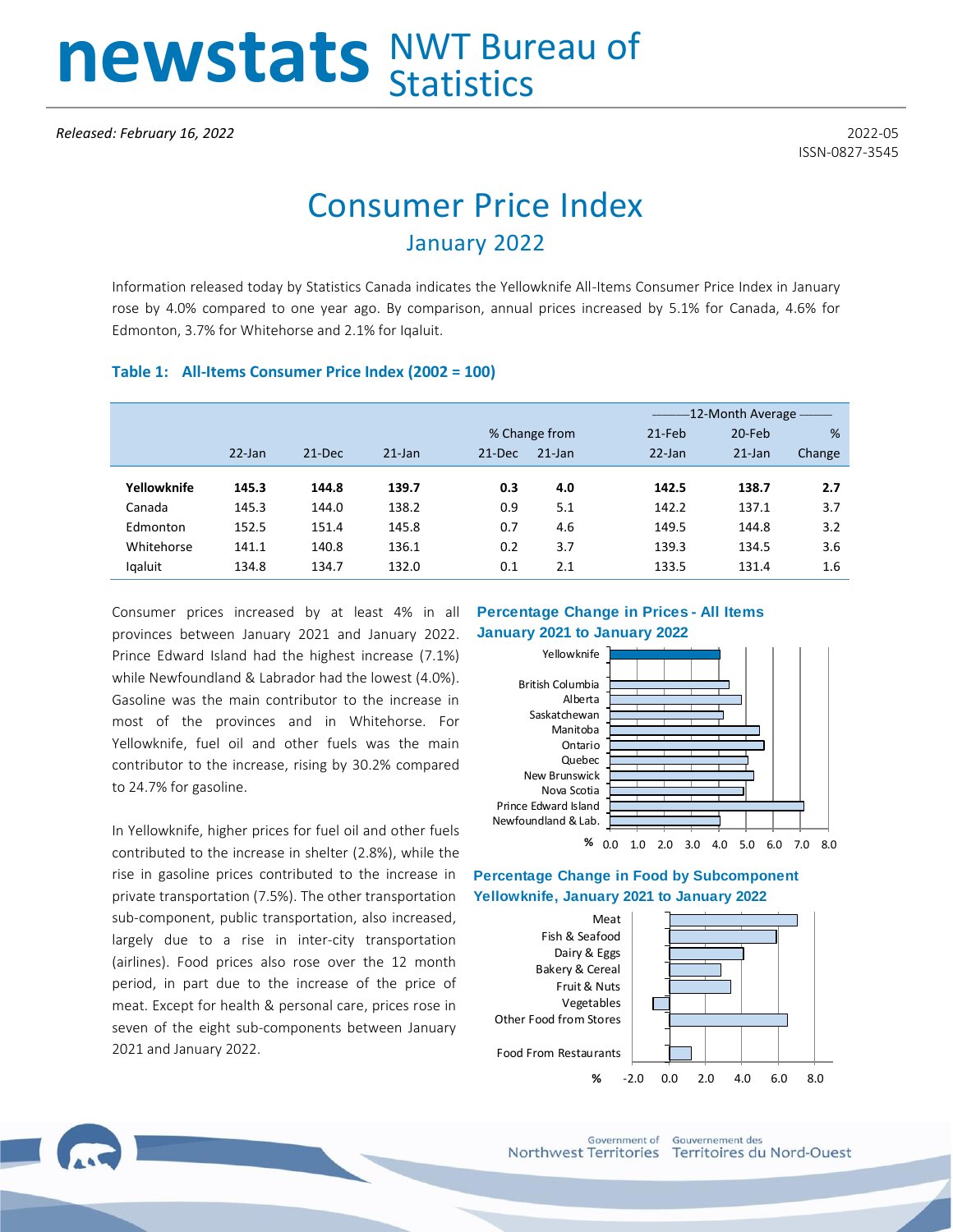# newstats NWT Bureau of Statistics

*Released: February 16, 2022*

2022-05
ISSN-0827-3545

# Consumer Price Index

## January 2022

Information released today by Statistics Canada indicates the Yellowknife All-Items Consumer Price Index in January rose by 4.0% compared to one year ago. By comparison, annual prices increased by 5.1% for Canada, 4.6% for Edmonton, 3.7% for Whitehorse and 2.1% for Iqaluit.

### Table 1: All-Items Consumer Price Index (2002 = 100)

| | | | | % Change from | | 12-Month Average | | |
|---|---|---|---|---|---|---|---|---|
| | 22-Jan | 21-Dec | 21-Jan | 21-Dec | 21-Jan | 21-Feb 22-Jan | 20-Feb 21-Jan | % Change |
| **Yellowknife** | **145.3** | **144.8** | **139.7** | **0.3** | **4.0** | **142.5** | **138.7** | **2.7** |
| Canada | 145.3 | 144.0 | 138.2 | 0.9 | 5.1 | 142.2 | 137.1 | 3.7 |
| Edmonton | 152.5 | 151.4 | 145.8 | 0.7 | 4.6 | 149.5 | 144.8 | 3.2 |
| Whitehorse | 141.1 | 140.8 | 136.1 | 0.2 | 3.7 | 139.3 | 134.5 | 3.6 |
| Iqaluit | 134.8 | 134.7 | 132.0 | 0.1 | 2.1 | 133.5 | 131.4 | 1.6 |

Consumer prices increased by at least 4% in all provinces between January 2021 and January 2022. Prince Edward Island had the highest increase (7.1%) while Newfoundland & Labrador had the lowest (4.0%). Gasoline was the main contributor to the increase in most of the provinces and in Whitehorse. For Yellowknife, fuel oil and other fuels was the main contributor to the increase, rising by 30.2% compared to 24.7% for gasoline.

In Yellowknife, higher prices for fuel oil and other fuels contributed to the increase in shelter (2.8%), while the rise in gasoline prices contributed to the increase in private transportation (7.5%). The other transportation sub-component, public transportation, also increased, largely due to a rise in inter-city transportation (airlines). Food prices also rose over the 12 month period, in part due to the increase of the price of meat. Except for health & personal care, prices rose in seven of the eight sub-components between January 2021 and January 2022.

**Percentage Change in Prices - All Items January 2021 to January 2022**

**Percentage Change in Food by Subcomponent Yellowknife, January 2021 to January 2022**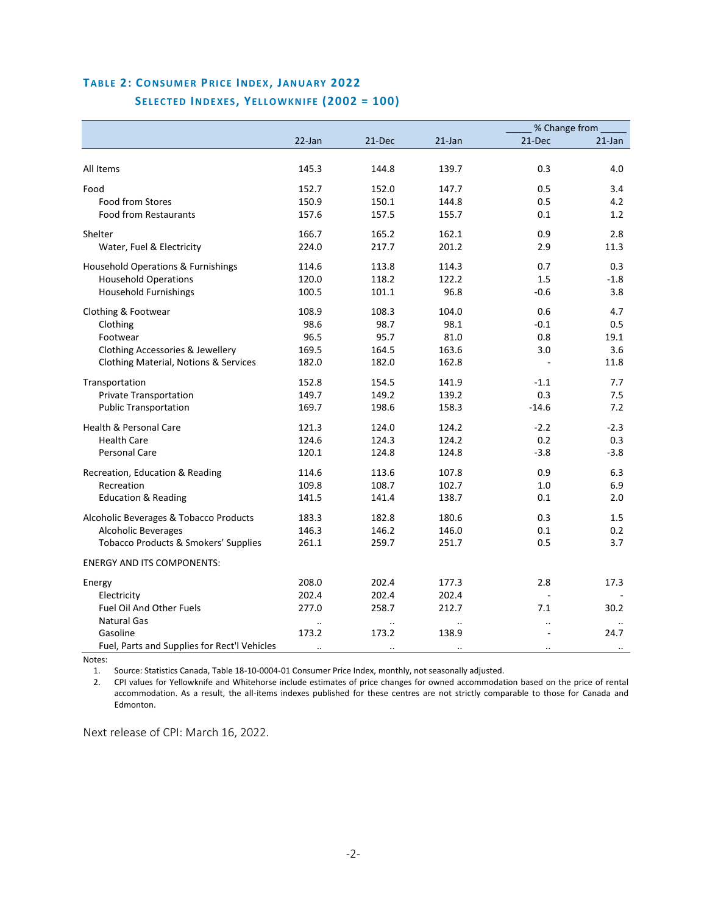## Table 2: Consumer Price Index, January 2022

### Selected Indexes, Yellowknife (2002 = 100)

| | 22-Jan | 21-Dec | 21-Jan | % Change from 21-Dec | % Change from 21-Jan |
|---|---|---|---|---|---|
| All Items | 145.3 | 144.8 | 139.7 | 0.3 | 4.0 |
| Food | 152.7 | 152.0 | 147.7 | 0.5 | 3.4 |
| Food from Stores | 150.9 | 150.1 | 144.8 | 0.5 | 4.2 |
| Food from Restaurants | 157.6 | 157.5 | 155.7 | 0.1 | 1.2 |
| Shelter | 166.7 | 165.2 | 162.1 | 0.9 | 2.8 |
| Water, Fuel & Electricity | 224.0 | 217.7 | 201.2 | 2.9 | 11.3 |
| Household Operations & Furnishings | 114.6 | 113.8 | 114.3 | 0.7 | 0.3 |
| Household Operations | 120.0 | 118.2 | 122.2 | 1.5 | -1.8 |
| Household Furnishings | 100.5 | 101.1 | 96.8 | -0.6 | 3.8 |
| Clothing & Footwear | 108.9 | 108.3 | 104.0 | 0.6 | 4.7 |
| Clothing | 98.6 | 98.7 | 98.1 | -0.1 | 0.5 |
| Footwear | 96.5 | 95.7 | 81.0 | 0.8 | 19.1 |
| Clothing Accessories & Jewellery | 169.5 | 164.5 | 163.6 | 3.0 | 3.6 |
| Clothing Material, Notions & Services | 182.0 | 182.0 | 162.8 | - | 11.8 |
| Transportation | 152.8 | 154.5 | 141.9 | -1.1 | 7.7 |
| Private Transportation | 149.7 | 149.2 | 139.2 | 0.3 | 7.5 |
| Public Transportation | 169.7 | 198.6 | 158.3 | -14.6 | 7.2 |
| Health & Personal Care | 121.3 | 124.0 | 124.2 | -2.2 | -2.3 |
| Health Care | 124.6 | 124.3 | 124.2 | 0.2 | 0.3 |
| Personal Care | 120.1 | 124.8 | 124.8 | -3.8 | -3.8 |
| Recreation, Education & Reading | 114.6 | 113.6 | 107.8 | 0.9 | 6.3 |
| Recreation | 109.8 | 108.7 | 102.7 | 1.0 | 6.9 |
| Education & Reading | 141.5 | 141.4 | 138.7 | 0.1 | 2.0 |
| Alcoholic Beverages & Tobacco Products | 183.3 | 182.8 | 180.6 | 0.3 | 1.5 |
| Alcoholic Beverages | 146.3 | 146.2 | 146.0 | 0.1 | 0.2 |
| Tobacco Products & Smokers' Supplies | 261.1 | 259.7 | 251.7 | 0.5 | 3.7 |
| ENERGY AND ITS COMPONENTS: | | | | | |
| Energy | 208.0 | 202.4 | 177.3 | 2.8 | 17.3 |
| Electricity | 202.4 | 202.4 | 202.4 | - | - |
| Fuel Oil And Other Fuels | 277.0 | 258.7 | 212.7 | 7.1 | 30.2 |
| Natural Gas | .. | .. | .. | .. | .. |
| Gasoline | 173.2 | 173.2 | 138.9 | - | 24.7 |
| Fuel, Parts and Supplies for Rect'l Vehicles | .. | .. | .. | .. | .. |

Notes:

1. Source: Statistics Canada, Table 18-10-0004-01 Consumer Price Index, monthly, not seasonally adjusted.
2. CPI values for Yellowknife and Whitehorse include estimates of price changes for owned accommodation based on the price of rental accommodation. As a result, the all-items indexes published for these centres are not strictly comparable to those for Canada and Edmonton.

Next release of CPI: March 16, 2022.